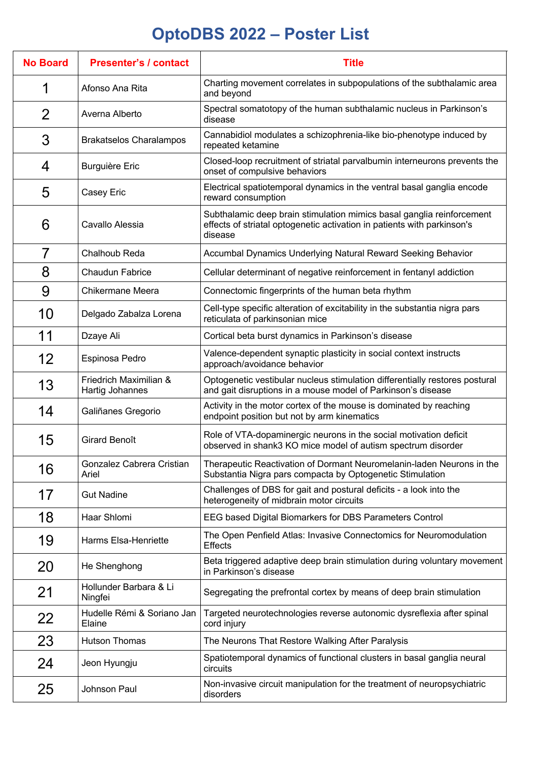# OptoDBS 2022 – Poster List

| No Board | Presenter's / contact | Title |
|---|---|---|
| 1 | Afonso Ana Rita | Charting movement correlates in subpopulations of the subthalamic area and beyond |
| 2 | Averna Alberto | Spectral somatotopy of the human subthalamic nucleus in Parkinson's disease |
| 3 | Brakatselos Charalampos | Cannabidiol modulates a schizophrenia-like bio-phenotype induced by repeated ketamine |
| 4 | Burguière Eric | Closed-loop recruitment of striatal parvalbumin interneurons prevents the onset of compulsive behaviors |
| 5 | Casey Eric | Electrical spatiotemporal dynamics in the ventral basal ganglia encode reward consumption |
| 6 | Cavallo Alessia | Subthalamic deep brain stimulation mimics basal ganglia reinforcement effects of striatal optogenetic activation in patients with parkinson's disease |
| 7 | Chalhoub Reda | Accumbal Dynamics Underlying Natural Reward Seeking Behavior |
| 8 | Chaudun Fabrice | Cellular determinant of negative reinforcement in fentanyl addiction |
| 9 | Chikermane Meera | Connectomic fingerprints of the human beta rhythm |
| 10 | Delgado Zabalza Lorena | Cell-type specific alteration of excitability in the substantia nigra pars reticulata of parkinsonian mice |
| 11 | Dzaye Ali | Cortical beta burst dynamics in Parkinson's disease |
| 12 | Espinosa Pedro | Valence-dependent synaptic plasticity in social context instructs approach/avoidance behavior |
| 13 | Friedrich Maximilian & Hartig Johannes | Optogenetic vestibular nucleus stimulation differentially restores postural and gait disruptions in a mouse model of Parkinson's disease |
| 14 | Galiñanes Gregorio | Activity in the motor cortex of the mouse is dominated by reaching endpoint position but not by arm kinematics |
| 15 | Girard Benoît | Role of VTA-dopaminergic neurons in the social motivation deficit observed in shank3 KO mice model of autism spectrum disorder |
| 16 | Gonzalez Cabrera Cristian Ariel | Therapeutic Reactivation of Dormant Neuromelanin-laden Neurons in the Substantia Nigra pars compacta by Optogenetic Stimulation |
| 17 | Gut Nadine | Challenges of DBS for gait and postural deficits - a look into the heterogeneity of midbrain motor circuits |
| 18 | Haar Shlomi | EEG based Digital Biomarkers for DBS Parameters Control |
| 19 | Harms Elsa-Henriette | The Open Penfield Atlas: Invasive Connectomics for Neuromodulation Effects |
| 20 | He Shenghong | Beta triggered adaptive deep brain stimulation during voluntary movement in Parkinson's disease |
| 21 | Hollunder Barbara & Li Ningfei | Segregating the prefrontal cortex by means of deep brain stimulation |
| 22 | Hudelle Rémi & Soriano Jan Elaine | Targeted neurotechnologies reverse autonomic dysreflexia after spinal cord injury |
| 23 | Hutson Thomas | The Neurons That Restore Walking After Paralysis |
| 24 | Jeon Hyungju | Spatiotemporal dynamics of functional clusters in basal ganglia neural circuits |
| 25 | Johnson Paul | Non-invasive circuit manipulation for the treatment of neuropsychiatric disorders |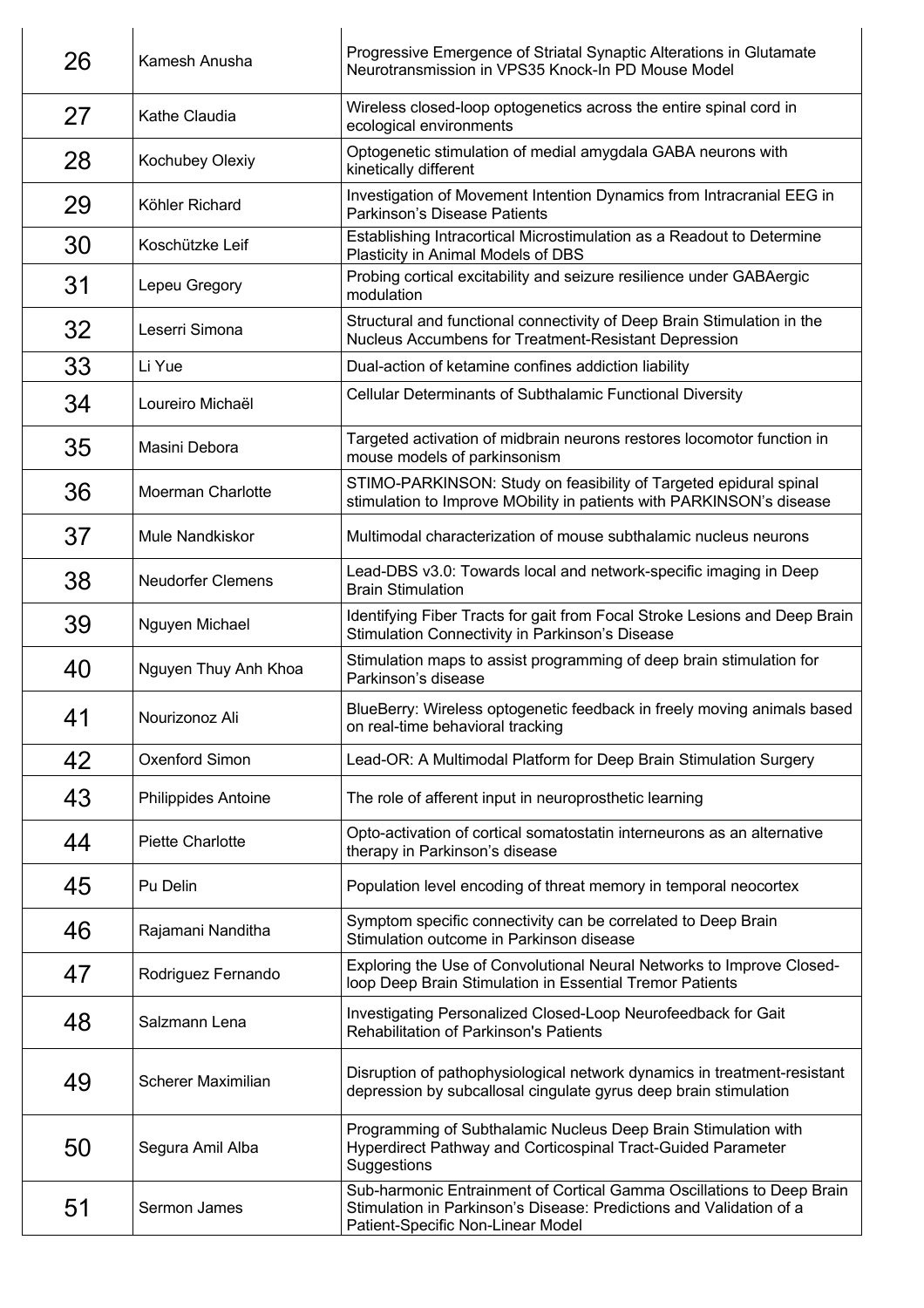| | | |
|---|---|---|
| 26 | Kamesh Anusha | Progressive Emergence of Striatal Synaptic Alterations in Glutamate Neurotransmission in VPS35 Knock-In PD Mouse Model |
| 27 | Kathe Claudia | Wireless closed-loop optogenetics across the entire spinal cord in ecological environments |
| 28 | Kochubey Olexiy | Optogenetic stimulation of medial amygdala GABA neurons with kinetically different |
| 29 | Köhler Richard | Investigation of Movement Intention Dynamics from Intracranial EEG in Parkinson's Disease Patients |
| 30 | Koschützke Leif | Establishing Intracortical Microstimulation as a Readout to Determine Plasticity in Animal Models of DBS |
| 31 | Lepeu Gregory | Probing cortical excitability and seizure resilience under GABAergic modulation |
| 32 | Leserri Simona | Structural and functional connectivity of Deep Brain Stimulation in the Nucleus Accumbens for Treatment-Resistant Depression |
| 33 | Li Yue | Dual-action of ketamine confines addiction liability |
| 34 | Loureiro Michaël | Cellular Determinants of Subthalamic Functional Diversity |
| 35 | Masini Debora | Targeted activation of midbrain neurons restores locomotor function in mouse models of parkinsonism |
| 36 | Moerman Charlotte | STIMO-PARKINSON: Study on feasibility of Targeted epidural spinal stimulation to Improve MObility in patients with PARKINSON's disease |
| 37 | Mule Nandkiskor | Multimodal characterization of mouse subthalamic nucleus neurons |
| 38 | Neudorfer Clemens | Lead-DBS v3.0: Towards local and network-specific imaging in Deep Brain Stimulation |
| 39 | Nguyen Michael | Identifying Fiber Tracts for gait from Focal Stroke Lesions and Deep Brain Stimulation Connectivity in Parkinson's Disease |
| 40 | Nguyen Thuy Anh Khoa | Stimulation maps to assist programming of deep brain stimulation for Parkinson's disease |
| 41 | Nourizonoz Ali | BlueBerry: Wireless optogenetic feedback in freely moving animals based on real-time behavioral tracking |
| 42 | Oxenford Simon | Lead-OR: A Multimodal Platform for Deep Brain Stimulation Surgery |
| 43 | Philippides Antoine | The role of afferent input in neuroprosthetic learning |
| 44 | Piette Charlotte | Opto-activation of cortical somatostatin interneurons as an alternative therapy in Parkinson's disease |
| 45 | Pu Delin | Population level encoding of threat memory in temporal neocortex |
| 46 | Rajamani Nanditha | Symptom specific connectivity can be correlated to Deep Brain Stimulation outcome in Parkinson disease |
| 47 | Rodriguez Fernando | Exploring the Use of Convolutional Neural Networks to Improve Closed-loop Deep Brain Stimulation in Essential Tremor Patients |
| 48 | Salzmann Lena | Investigating Personalized Closed-Loop Neurofeedback for Gait Rehabilitation of Parkinson's Patients |
| 49 | Scherer Maximilian | Disruption of pathophysiological network dynamics in treatment-resistant depression by subcallosal cingulate gyrus deep brain stimulation |
| 50 | Segura Amil Alba | Programming of Subthalamic Nucleus Deep Brain Stimulation with Hyperdirect Pathway and Corticospinal Tract-Guided Parameter Suggestions |
| 51 | Sermon James | Sub-harmonic Entrainment of Cortical Gamma Oscillations to Deep Brain Stimulation in Parkinson's Disease: Predictions and Validation of a Patient-Specific Non-Linear Model |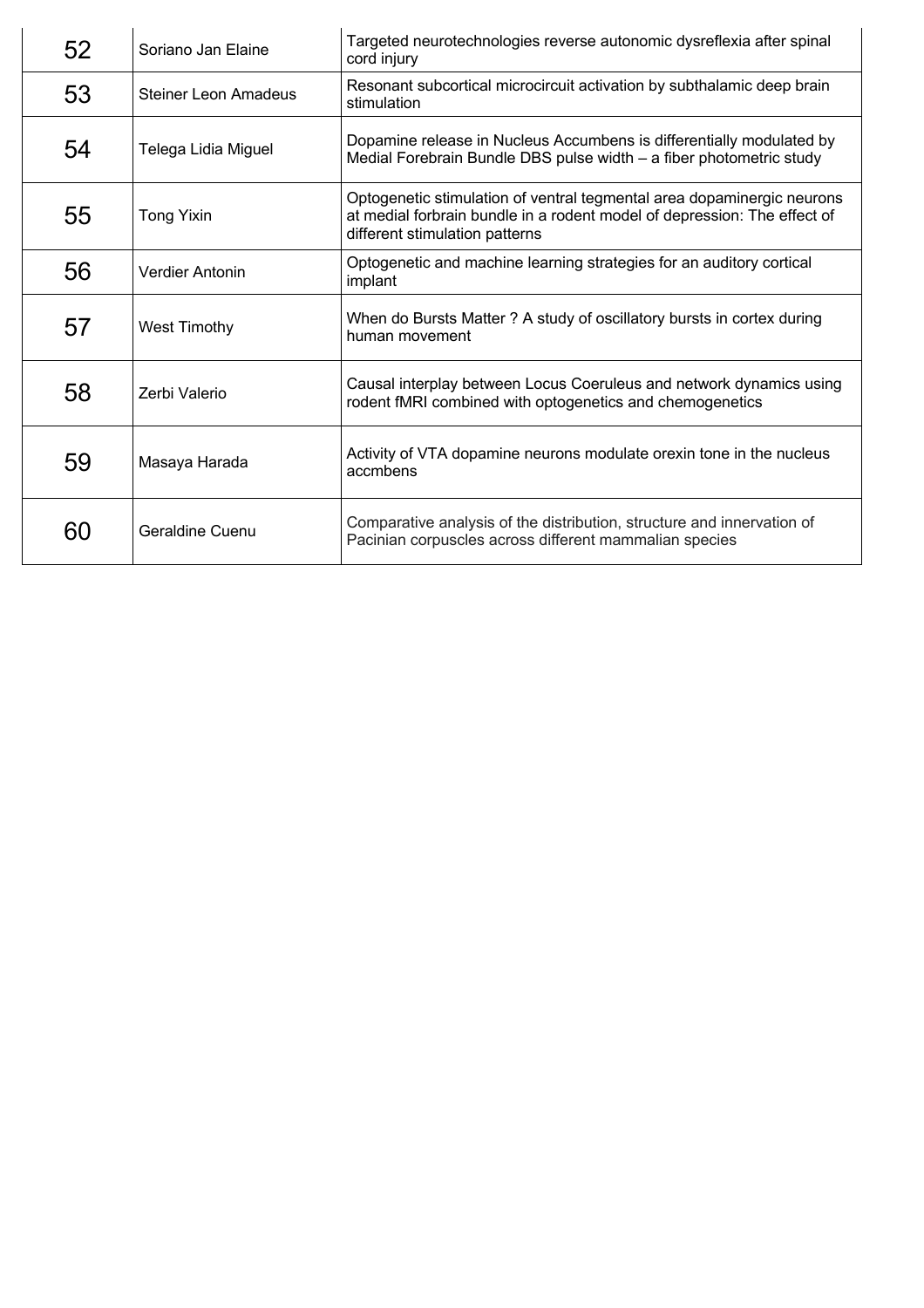| | | |
|---|---|---|
| 52 | Soriano Jan Elaine | Targeted neurotechnologies reverse autonomic dysreflexia after spinal cord injury |
| 53 | Steiner Leon Amadeus | Resonant subcortical microcircuit activation by subthalamic deep brain stimulation |
| 54 | Telega Lidia Miguel | Dopamine release in Nucleus Accumbens is differentially modulated by Medial Forebrain Bundle DBS pulse width – a fiber photometric study |
| 55 | Tong Yixin | Optogenetic stimulation of ventral tegmental area dopaminergic neurons at medial forbrain bundle in a rodent model of depression: The effect of different stimulation patterns |
| 56 | Verdier Antonin | Optogenetic and machine learning strategies for an auditory cortical implant |
| 57 | West Timothy | When do Bursts Matter ? A study of oscillatory bursts in cortex during human movement |
| 58 | Zerbi Valerio | Causal interplay between Locus Coeruleus and network dynamics using rodent fMRI combined with optogenetics and chemogenetics |
| 59 | Masaya Harada | Activity of VTA dopamine neurons modulate orexin tone in the nucleus accmbens |
| 60 | Geraldine Cuenu | Comparative analysis of the distribution, structure and innervation of Pacinian corpuscles across different mammalian species |